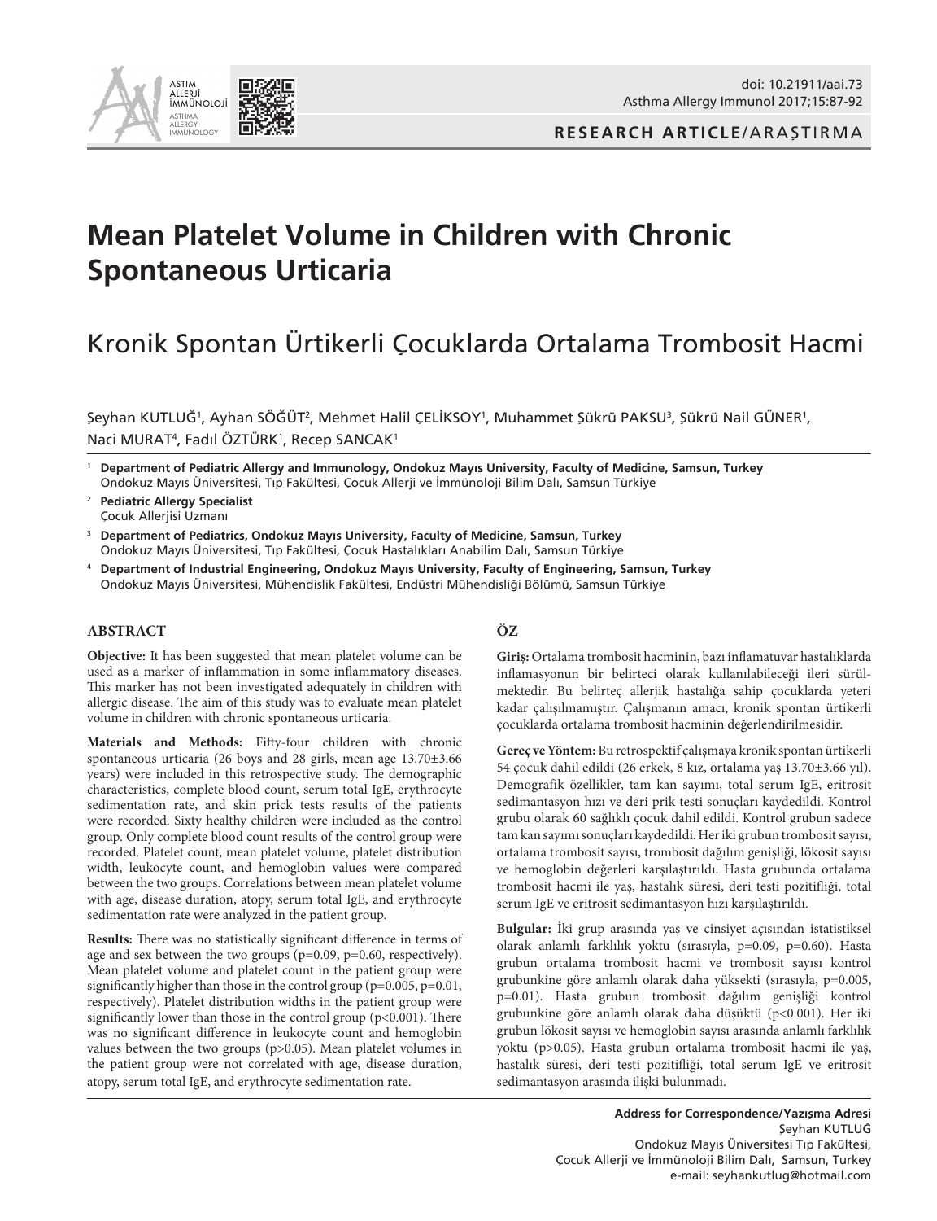RESEARCH ARTICLE/ARAŞTIRMA

# Mean Platelet Volume in Children with Chronic Spontaneous Urticaria

# Kronik Spontan Ürtikerli Çocuklarda Ortalama Trombosit Hacmi

Şeyhan KUTLUĞ[1], Ayhan SÖĞÜT[2], Mehmet Halil ÇELİKSOY[1], Muhammet Şükrü PAKSU[3], Şükrü Nail GÜNER[1], Naci MURAT[4], Fadıl ÖZTÜRK[1], Recep SANCAK[1]

[1] **Department of Pediatric Allergy and Immunology, Ondokuz Mayıs University, Faculty of Medicine, Samsun, Turkey**
Ondokuz Mayıs Üniversitesi, Tıp Fakültesi, Çocuk Allerji ve İmmünoloji Bilim Dalı, Samsun Türkiye

[2] **Pediatric Allergy Specialist**
Çocuk Allerjisi Uzmanı

[3] **Department of Pediatrics, Ondokuz Mayıs University, Faculty of Medicine, Samsun, Turkey**
Ondokuz Mayıs Üniversitesi, Tıp Fakültesi, Çocuk Hastalıkları Anabilim Dalı, Samsun Türkiye

[4] **Department of Industrial Engineering, Ondokuz Mayıs University, Faculty of Engineering, Samsun, Turkey**
Ondokuz Mayıs Üniversitesi, Mühendislik Fakültesi, Endüstri Mühendisliği Bölümü, Samsun Türkiye

## ABSTRACT

**Objective:** It has been suggested that mean platelet volume can be used as a marker of inflammation in some inflammatory diseases. This marker has not been investigated adequately in children with allergic disease. The aim of this study was to evaluate mean platelet volume in children with chronic spontaneous urticaria.

**Materials and Methods:** Fifty-four children with chronic spontaneous urticaria (26 boys and 28 girls, mean age 13.70±3.66 years) were included in this retrospective study. The demographic characteristics, complete blood count, serum total IgE, erythrocyte sedimentation rate, and skin prick tests results of the patients were recorded. Sixty healthy children were included as the control group. Only complete blood count results of the control group were recorded. Platelet count, mean platelet volume, platelet distribution width, leukocyte count, and hemoglobin values were compared between the two groups. Correlations between mean platelet volume with age, disease duration, atopy, serum total IgE, and erythrocyte sedimentation rate were analyzed in the patient group.

**Results:** There was no statistically significant difference in terms of age and sex between the two groups (p=0.09, p=0.60, respectively). Mean platelet volume and platelet count in the patient group were significantly higher than those in the control group (p=0.005, p=0.01, respectively). Platelet distribution widths in the patient group were significantly lower than those in the control group (p<0.001). There was no significant difference in leukocyte count and hemoglobin values between the two groups (p>0.05). Mean platelet volumes in the patient group were not correlated with age, disease duration, atopy, serum total IgE, and erythrocyte sedimentation rate.

## ÖZ

**Giriş:** Ortalama trombosit hacminin, bazı inflamatuvar hastalıklarda inflamasyonun bir belirteci olarak kullanılabileceği ileri sürülmektedir. Bu belirteç allerjik hastalığa sahip çocuklarda yeteri kadar çalışılmamıştır. Çalışmanın amacı, kronik spontan ürtikerli çocuklarda ortalama trombosit hacminin değerlendirilmesidir.

**Gereç ve Yöntem:** Bu retrospektif çalışmaya kronik spontan ürtikerli 54 çocuk dahil edildi (26 erkek, 8 kız, ortalama yaş 13.70±3.66 yıl). Demografik özellikler, tam kan sayımı, total serum IgE, eritrosit sedimantasyon hızı ve deri prik testi sonuçları kaydedildi. Kontrol grubu olarak 60 sağlıklı çocuk dahil edildi. Kontrol grubun sadece tam kan sayımı sonuçları kaydedildi. Her iki grubun trombosit sayısı, ortalama trombosit sayısı, trombosit dağılım genişliği, lökosit sayısı ve hemoglobin değerleri karşılaştırıldı. Hasta grubunda ortalama trombosit hacmi ile yaş, hastalık süresi, deri testi pozitifliği, total serum IgE ve eritrosit sedimantasyon hızı karşılaştırıldı.

**Bulgular:** İki grup arasında yaş ve cinsiyet açısından istatistiksel olarak anlamlı farklılık yoktu (sırasıyla, p=0.09, p=0.60). Hasta grubun ortalama trombosit hacmi ve trombosit sayısı kontrol grubunkine göre anlamlı olarak daha yüksekti (sırasıyla, p=0.005, p=0.01). Hasta grubun trombosit dağılım genişliği kontrol grubunkine göre anlamlı olarak daha düşüktü (p<0.001). Her iki grubun lökosit sayısı ve hemoglobin sayısı arasında anlamlı farklılık yoktu (p>0.05). Hasta grubun ortalama trombosit hacmi ile yaş, hastalık süresi, deri testi pozitifliği, total serum IgE ve eritrosit sedimantasyon arasında ilişki bulunmadı.

**Address for Correspondence/Yazışma Adresi**
Şeyhan KUTLUĞ
Ondokuz Mayıs Üniversitesi Tıp Fakültesi,
Çocuk Allerji ve İmmünoloji Bilim Dalı, Samsun, Turkey
e-mail: seyhankutlug@hotmail.com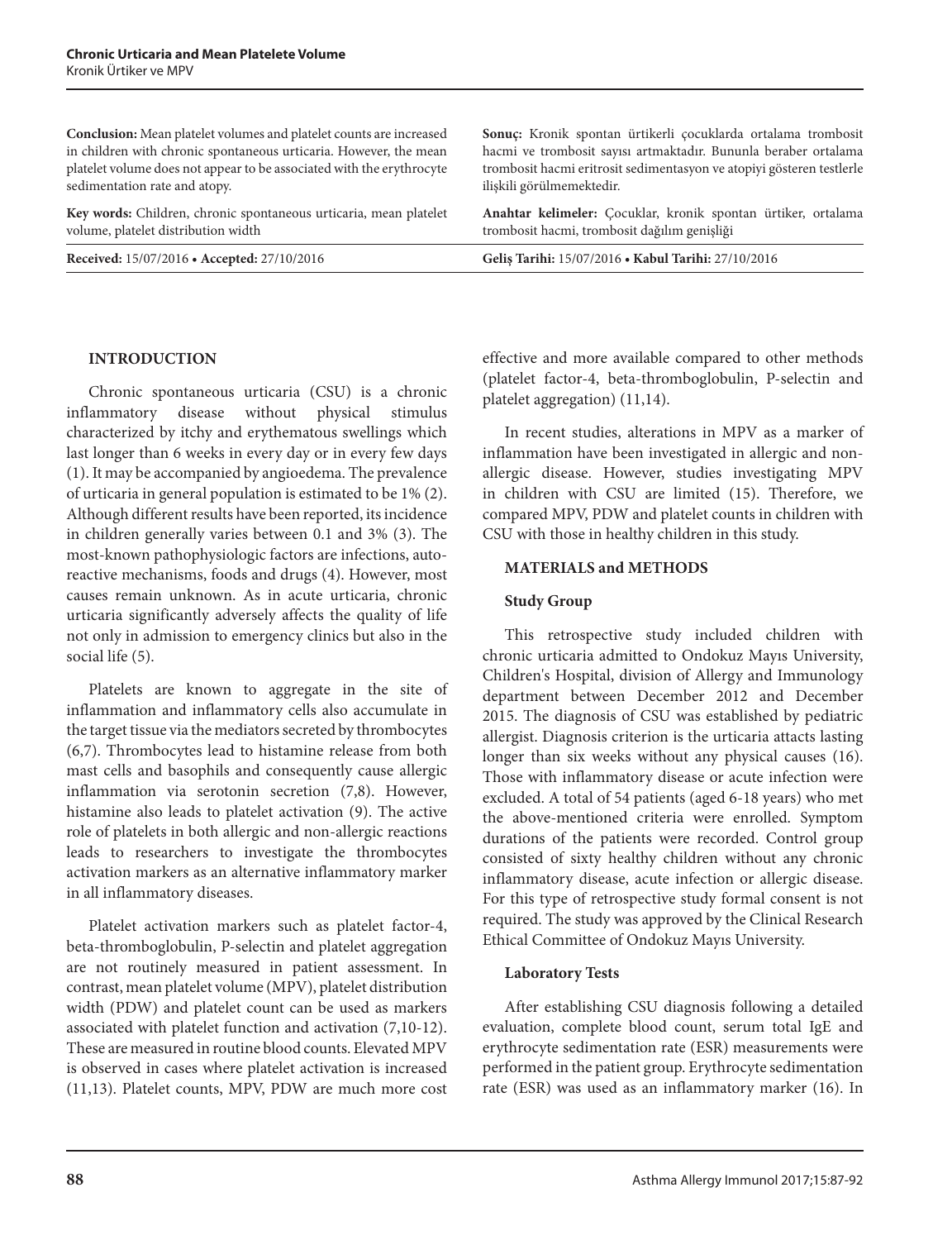**Conclusion:** Mean platelet volumes and platelet counts are increased in children with chronic spontaneous urticaria. However, the mean platelet volume does not appear to be associated with the erythrocyte sedimentation rate and atopy.

**Key words:** Children, chronic spontaneous urticaria, mean platelet volume, platelet distribution width

**Received:** 15/07/2016 • **Accepted:** 27/10/2016

**Sonuç:** Kronik spontan ürtikerli çocuklarda ortalama trombosit hacmi ve trombosit sayısı artmaktadır. Bununla beraber ortalama trombosit hacmi eritrosit sedimentasyon ve atopiyi gösteren testlerle ilişkili görülmemektedir.

**Anahtar kelimeler:** Çocuklar, kronik spontan ürtiker, ortalama trombosit hacmi, trombosit dağılım genişliği

**Geliş Tarihi:** 15/07/2016 • **Kabul Tarihi:** 27/10/2016

## INTRODUCTION

Chronic spontaneous urticaria (CSU) is a chronic inflammatory disease without physical stimulus characterized by itchy and erythematous swellings which last longer than 6 weeks in every day or in every few days (1). It may be accompanied by angioedema. The prevalence of urticaria in general population is estimated to be 1% (2). Although different results have been reported, its incidence in children generally varies between 0.1 and 3% (3). The most-known pathophysiologic factors are infections, auto-reactive mechanisms, foods and drugs (4). However, most causes remain unknown. As in acute urticaria, chronic urticaria significantly adversely affects the quality of life not only in admission to emergency clinics but also in the social life (5).

Platelets are known to aggregate in the site of inflammation and inflammatory cells also accumulate in the target tissue via the mediators secreted by thrombocytes (6,7). Thrombocytes lead to histamine release from both mast cells and basophils and consequently cause allergic inflammation via serotonin secretion (7,8). However, histamine also leads to platelet activation (9). The active role of platelets in both allergic and non-allergic reactions leads to researchers to investigate the thrombocytes activation markers as an alternative inflammatory marker in all inflammatory diseases.

Platelet activation markers such as platelet factor-4, beta-thromboglobulin, P-selectin and platelet aggregation are not routinely measured in patient assessment. In contrast, mean platelet volume (MPV), platelet distribution width (PDW) and platelet count can be used as markers associated with platelet function and activation (7,10-12). These are measured in routine blood counts. Elevated MPV is observed in cases where platelet activation is increased (11,13). Platelet counts, MPV, PDW are much more cost effective and more available compared to other methods (platelet factor-4, beta-thromboglobulin, P-selectin and platelet aggregation) (11,14).

In recent studies, alterations in MPV as a marker of inflammation have been investigated in allergic and non-allergic disease. However, studies investigating MPV in children with CSU are limited (15). Therefore, we compared MPV, PDW and platelet counts in children with CSU with those in healthy children in this study.

## MATERIALS and METHODS

### Study Group

This retrospective study included children with chronic urticaria admitted to Ondokuz Mayıs University, Children's Hospital, division of Allergy and Immunology department between December 2012 and December 2015. The diagnosis of CSU was established by pediatric allergist. Diagnosis criterion is the urticaria attacts lasting longer than six weeks without any physical causes (16). Those with inflammatory disease or acute infection were excluded. A total of 54 patients (aged 6-18 years) who met the above-mentioned criteria were enrolled. Symptom durations of the patients were recorded. Control group consisted of sixty healthy children without any chronic inflammatory disease, acute infection or allergic disease. For this type of retrospective study formal consent is not required. The study was approved by the Clinical Research Ethical Committee of Ondokuz Mayıs University.

### Laboratory Tests

After establishing CSU diagnosis following a detailed evaluation, complete blood count, serum total IgE and erythrocyte sedimentation rate (ESR) measurements were performed in the patient group. Erythrocyte sedimentation rate (ESR) was used as an inflammatory marker (16). In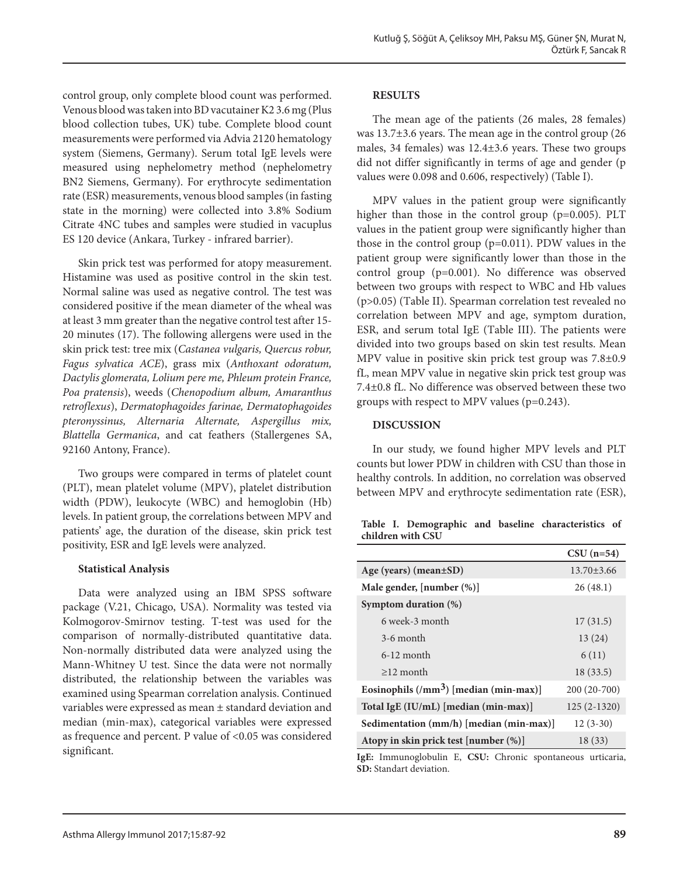control group, only complete blood count was performed. Venous blood was taken into BD vacutainer K2 3.6 mg (Plus blood collection tubes, UK) tube. Complete blood count measurements were performed via Advia 2120 hematology system (Siemens, Germany). Serum total IgE levels were measured using nephelometry method (nephelometry BN2 Siemens, Germany). For erythrocyte sedimentation rate (ESR) measurements, venous blood samples (in fasting state in the morning) were collected into 3.8% Sodium Citrate 4NC tubes and samples were studied in vacuplus ES 120 device (Ankara, Turkey - infrared barrier).

Skin prick test was performed for atopy measurement. Histamine was used as positive control in the skin test. Normal saline was used as negative control. The test was considered positive if the mean diameter of the wheal was at least 3 mm greater than the negative control test after 15-20 minutes (17). The following allergens were used in the skin prick test: tree mix (*Castanea vulgaris, Quercus robur, Fagus sylvatica ACE*), grass mix (*Anthoxant odoratum, Dactylis glomerata, Lolium pere me, Phleum protein France, Poa pratensis*), weeds (*Chenopodium album, Amaranthus retroflexus*), *Dermatophagoides farinae, Dermatophagoides pteronyssinus, Alternaria Alternate, Aspergillus mix, Blattella Germanica*, and cat feathers (Stallergenes SA, 92160 Antony, France).

Two groups were compared in terms of platelet count (PLT), mean platelet volume (MPV), platelet distribution width (PDW), leukocyte (WBC) and hemoglobin (Hb) levels. In patient group, the correlations between MPV and patients' age, the duration of the disease, skin prick test positivity, ESR and IgE levels were analyzed.

### Statistical Analysis

Data were analyzed using an IBM SPSS software package (V.21, Chicago, USA). Normality was tested via Kolmogorov-Smirnov testing. T-test was used for the comparison of normally-distributed quantitative data. Non-normally distributed data were analyzed using the Mann-Whitney U test. Since the data were not normally distributed, the relationship between the variables was examined using Spearman correlation analysis. Continued variables were expressed as mean ± standard deviation and median (min-max), categorical variables were expressed as frequence and percent. P value of <0.05 was considered significant.

## RESULTS

The mean age of the patients (26 males, 28 females) was 13.7±3.6 years. The mean age in the control group (26 males, 34 females) was 12.4±3.6 years. These two groups did not differ significantly in terms of age and gender (p values were 0.098 and 0.606, respectively) (Table I).

MPV values in the patient group were significantly higher than those in the control group (p=0.005). PLT values in the patient group were significantly higher than those in the control group (p=0.011). PDW values in the patient group were significantly lower than those in the control group (p=0.001). No difference was observed between two groups with respect to WBC and Hb values (p>0.05) (Table II). Spearman correlation test revealed no correlation between MPV and age, symptom duration, ESR, and serum total IgE (Table III). The patients were divided into two groups based on skin test results. Mean MPV value in positive skin prick test group was 7.8±0.9 fL, mean MPV value in negative skin prick test group was 7.4±0.8 fL. No difference was observed between these two groups with respect to MPV values (p=0.243).

## DISCUSSION

In our study, we found higher MPV levels and PLT counts but lower PDW in children with CSU than those in healthy controls. In addition, no correlation was observed between MPV and erythrocyte sedimentation rate (ESR),

**Table I. Demographic and baseline characteristics of children with CSU**

| | **CSU (n=54)** |
|---|---|
| **Age (years) (mean±SD)** | 13.70±3.66 |
| **Male gender, [number (%)]** | 26 (48.1) |
| **Symptom duration (%)** | |
| 6 week-3 month | 17 (31.5) |
| 3-6 month | 13 (24) |
| 6-12 month | 6 (11) |
| ≥12 month | 18 (33.5) |
| **Eosinophils (/mm$^3$) [median (min-max)]** | 200 (20-700) |
| **Total IgE (IU/mL) [median (min-max)]** | 125 (2-1320) |
| **Sedimentation (mm/h) [median (min-max)]** | 12 (3-30) |
| **Atopy in skin prick test [number (%)]** | 18 (33) |

**IgE:** Immunoglobulin E, **CSU:** Chronic spontaneous urticaria, **SD:** Standart deviation.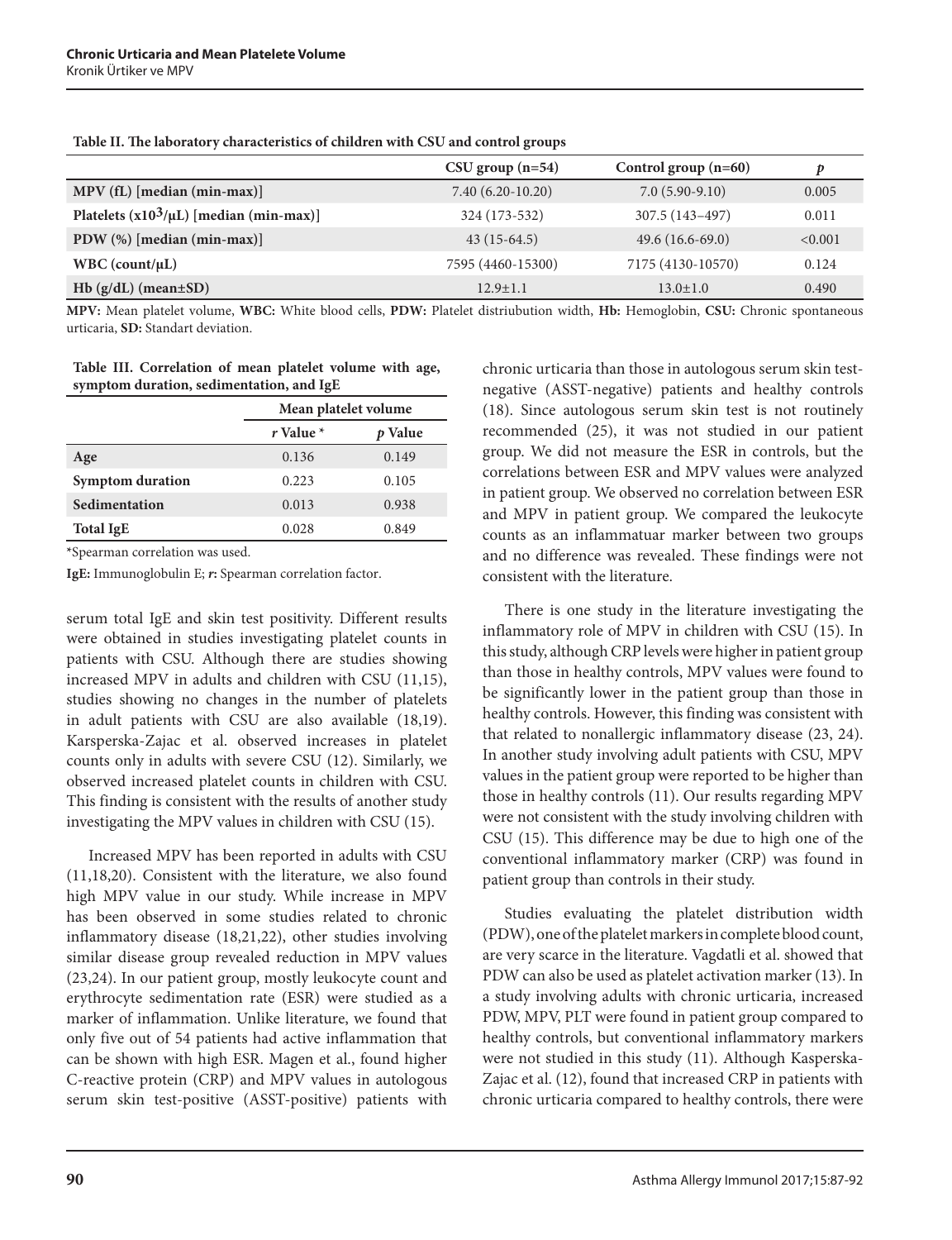**Table II. The laboratory characteristics of children with CSU and control groups**

| | CSU group (n=54) | Control group (n=60) | *p* |
|---|---|---|---|
| **MPV (fL) [median (min-max)]** | 7.40 (6.20-10.20) | 7.0 (5.90-9.10) | 0.005 |
| **Platelets ($x10^3$/μL) [median (min-max)]** | 324 (173-532) | 307.5 (143–497) | 0.011 |
| **PDW (%) [median (min-max)]** | 43 (15-64.5) | 49.6 (16.6-69.0) | <0.001 |
| **WBC (count/μL)** | 7595 (4460-15300) | 7175 (4130-10570) | 0.124 |
| **Hb (g/dL) (mean±SD)** | 12.9±1.1 | 13.0±1.0 | 0.490 |

**MPV:** Mean platelet volume, **WBC:** White blood cells, **PDW:** Platelet distriubution width, **Hb:** Hemoglobin, **CSU:** Chronic spontaneous urticaria, **SD:** Standart deviation.

**Table III. Correlation of mean platelet volume with age, symptom duration, sedimentation, and IgE**

| | Mean platelet volume | |
|---|---|---|
| | *r* Value * | *p* Value |
| **Age** | 0.136 | 0.149 |
| **Symptom duration** | 0.223 | 0.105 |
| **Sedimentation** | 0.013 | 0.938 |
| **Total IgE** | 0.028 | 0.849 |

*Spearman correlation was used.

**IgE:** Immunoglobulin E; ***r*:** Spearman correlation factor.

serum total IgE and skin test positivity. Different results were obtained in studies investigating platelet counts in patients with CSU. Although there are studies showing increased MPV in adults and children with CSU (11,15), studies showing no changes in the number of platelets in adult patients with CSU are also available (18,19). Karsperska-Zajac et al. observed increases in platelet counts only in adults with severe CSU (12). Similarly, we observed increased platelet counts in children with CSU. This finding is consistent with the results of another study investigating the MPV values in children with CSU (15).

Increased MPV has been reported in adults with CSU (11,18,20). Consistent with the literature, we also found high MPV value in our study. While increase in MPV has been observed in some studies related to chronic inflammatory disease (18,21,22), other studies involving similar disease group revealed reduction in MPV values (23,24). In our patient group, mostly leukocyte count and erythrocyte sedimentation rate (ESR) were studied as a marker of inflammation. Unlike literature, we found that only five out of 54 patients had active inflammation that can be shown with high ESR. Magen et al., found higher C-reactive protein (CRP) and MPV values in autologous serum skin test-positive (ASST-positive) patients with chronic urticaria than those in autologous serum skin test-negative (ASST-negative) patients and healthy controls (18). Since autologous serum skin test is not routinely recommended (25), it was not studied in our patient group. We did not measure the ESR in controls, but the correlations between ESR and MPV values were analyzed in patient group. We observed no correlation between ESR and MPV in patient group. We compared the leukocyte counts as an inflammatuar marker between two groups and no difference was revealed. These findings were not consistent with the literature.

There is one study in the literature investigating the inflammatory role of MPV in children with CSU (15). In this study, although CRP levels were higher in patient group than those in healthy controls, MPV values were found to be significantly lower in the patient group than those in healthy controls. However, this finding was consistent with that related to nonallergic inflammatory disease (23, 24). In another study involving adult patients with CSU, MPV values in the patient group were reported to be higher than those in healthy controls (11). Our results regarding MPV were not consistent with the study involving children with CSU (15). This difference may be due to high one of the conventional inflammatory marker (CRP) was found in patient group than controls in their study.

Studies evaluating the platelet distribution width (PDW), one of the platelet markers in complete blood count, are very scarce in the literature. Vagdatli et al. showed that PDW can also be used as platelet activation marker (13). In a study involving adults with chronic urticaria, increased PDW, MPV, PLT were found in patient group compared to healthy controls, but conventional inflammatory markers were not studied in this study (11). Although Kasperska-Zajac et al. (12), found that increased CRP in patients with chronic urticaria compared to healthy controls, there were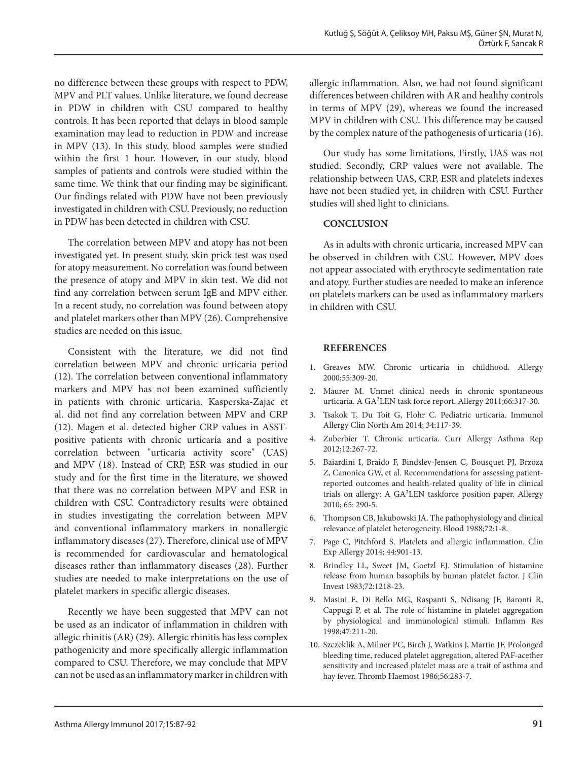no difference between these groups with respect to PDW, MPV and PLT values. Unlike literature, we found decrease in PDW in children with CSU compared to healthy controls. It has been reported that delays in blood sample examination may lead to reduction in PDW and increase in MPV (13). In this study, blood samples were studied within the first 1 hour. However, in our study, blood samples of patients and controls were studied within the same time. We think that our finding may be siginificant. Our findings related with PDW have not been previously investigated in children with CSU. Previously, no reduction in PDW has been detected in children with CSU.

The correlation between MPV and atopy has not been investigated yet. In present study, skin prick test was used for atopy measurement. No correlation was found between the presence of atopy and MPV in skin test. We did not find any correlation between serum IgE and MPV either. In a recent study, no correlation was found between atopy and platelet markers other than MPV (26). Comprehensive studies are needed on this issue.

Consistent with the literature, we did not find correlation between MPV and chronic urticaria period (12). The correlation between conventional inflammatory markers and MPV has not been examined sufficiently in patients with chronic urticaria. Kasperska-Zajac et al. did not find any correlation between MPV and CRP (12). Magen et al. detected higher CRP values in ASST-positive patients with chronic urticaria and a positive correlation between "urticaria activity score" (UAS) and MPV (18). Instead of CRP, ESR was studied in our study and for the first time in the literature, we showed that there was no correlation between MPV and ESR in children with CSU. Contradictory results were obtained in studies investigating the correlation between MPV and conventional inflammatory markers in nonallergic inflammatory diseases (27). Therefore, clinical use of MPV is recommended for cardiovascular and hematological diseases rather than inflammatory diseases (28). Further studies are needed to make interpretations on the use of platelet markers in specific allergic diseases.

Recently we have been suggested that MPV can not be used as an indicator of inflammation in children with allegic rhinitis (AR) (29). Allergic rhinitis has less complex pathogenicity and more specifically allergic inflammation compared to CSU. Therefore, we may conclude that MPV can not be used as an inflammatory marker in children with allergic inflammation. Also, we had not found significant differences between children with AR and healthy controls in terms of MPV (29), whereas we found the increased MPV in children with CSU. This difference may be caused by the complex nature of the pathogenesis of urticaria (16).

Our study has some limitations. Firstly, UAS was not studied. Secondly, CRP values were not available. The relationship between UAS, CRP, ESR and platelets indexes have not been studied yet, in children with CSU. Further studies will shed light to clinicians.

## CONCLUSION

As in adults with chronic urticaria, increased MPV can be observed in children with CSU. However, MPV does not appear associated with erythrocyte sedimentation rate and atopy. Further studies are needed to make an inference on platelets markers can be used as inflammatory markers in children with CSU.

## REFERENCES

1. Greaves MW. Chronic urticaria in childhood. Allergy 2000;55:309-20.
2. Maurer M. Unmet clinical needs in chronic spontaneous urticaria. A GA²LEN task force report. Allergy 2011;66:317-30.
3. Tsakok T, Du Toit G, Flohr C. Pediatric urticaria. Immunol Allergy Clin North Am 2014; 34:117-39.
4. Zuberbier T. Chronic urticaria. Curr Allergy Asthma Rep 2012;12:267-72.
5. Baiardini I, Braido F, Bindslev-Jensen C, Bousquet PJ, Brzoza Z, Canonica GW, et al. Recommendations for assessing patient-reported outcomes and health-related quality of life in clinical trials on allergy: A GA²LEN taskforce position paper. Allergy 2010; 65: 290-5.
6. Thompson CB, Jakubowski JA. The pathophysiology and clinical relevance of platelet heterogeneity. Blood 1988;72:1-8.
7. Page C, Pitchford S. Platelets and allergic inflammation. Clin Exp Allergy 2014; 44:901-13.
8. Brindley LL, Sweet JM, Goetzl EJ. Stimulation of histamine release from human basophils by human platelet factor. J Clin Invest 1983;72:1218-23.
9. Masini E, Di Bello MG, Raspanti S, Ndisang JF, Baronti R, Cappugi P, et al. The role of histamine in platelet aggregation by physiological and immunological stimuli. Inflamm Res 1998;47:211-20.
10. Szczeklik A, Milner PC, Birch J, Watkins J, Martin JF. Prolonged bleeding time, reduced platelet aggregation, altered PAF-acether sensitivity and increased platelet mass are a trait of asthma and hay fever. Thromb Haemost 1986;56:283-7.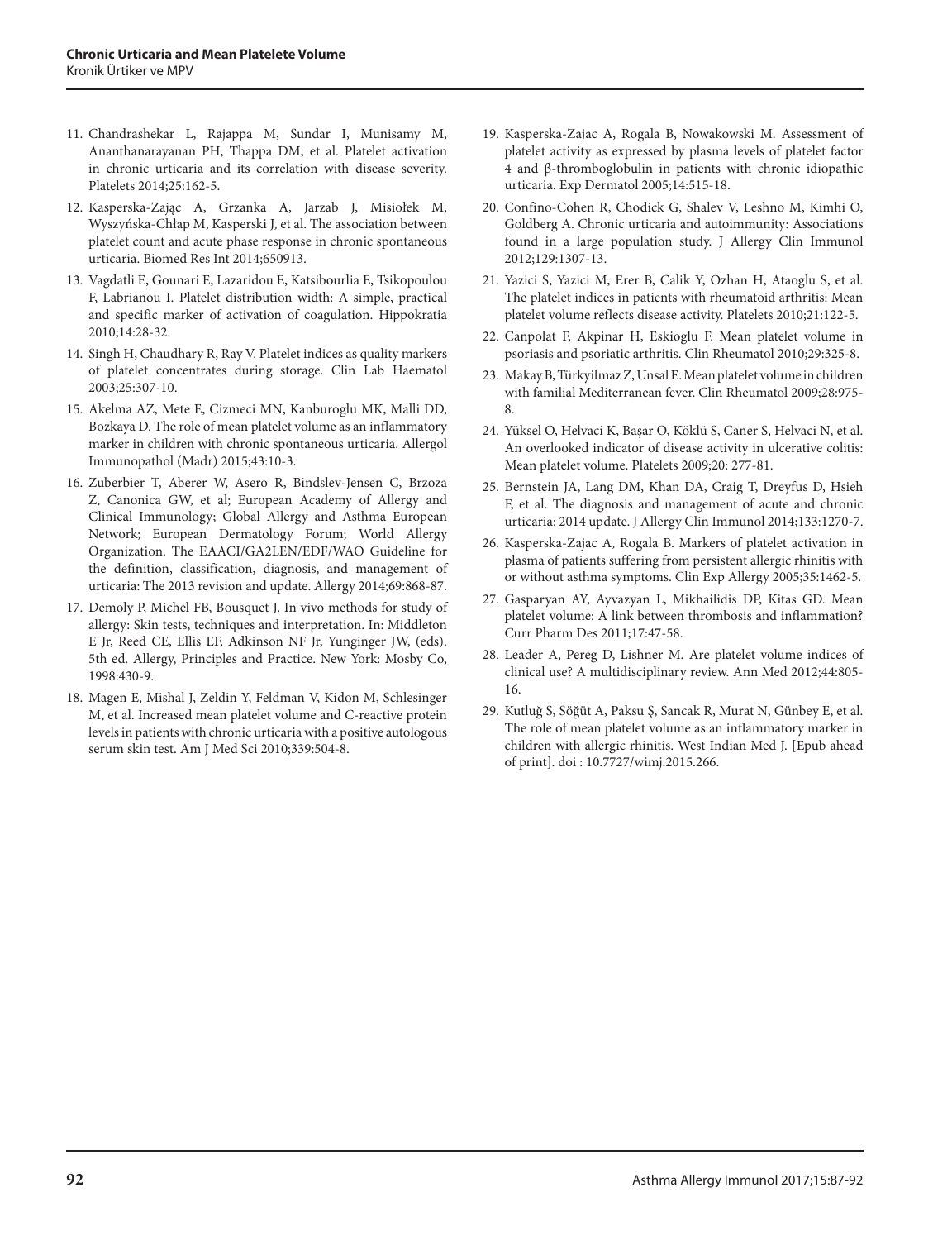11. Chandrashekar L, Rajappa M, Sundar I, Munisamy M, Ananthanarayanan PH, Thappa DM, et al. Platelet activation in chronic urticaria and its correlation with disease severity. Platelets 2014;25:162-5.
12. Kasperska-Zając A, Grzanka A, Jarzab J, Misiołek M, Wyszyńska-Chłap M, Kasperski J, et al. The association between platelet count and acute phase response in chronic spontaneous urticaria. Biomed Res Int 2014;650913.
13. Vagdatli E, Gounari E, Lazaridou E, Katsibourlia E, Tsikopoulou F, Labrianou I. Platelet distribution width: A simple, practical and specific marker of activation of coagulation. Hippokratia 2010;14:28-32.
14. Singh H, Chaudhary R, Ray V. Platelet indices as quality markers of platelet concentrates during storage. Clin Lab Haematol 2003;25:307-10.
15. Akelma AZ, Mete E, Cizmeci MN, Kanburoglu MK, Malli DD, Bozkaya D. The role of mean platelet volume as an inflammatory marker in children with chronic spontaneous urticaria. Allergol Immunopathol (Madr) 2015;43:10-3.
16. Zuberbier T, Aberer W, Asero R, Bindslev-Jensen C, Brzoza Z, Canonica GW, et al; European Academy of Allergy and Clinical Immunology; Global Allergy and Asthma European Network; European Dermatology Forum; World Allergy Organization. The EAACI/GA2LEN/EDF/WAO Guideline for the definition, classification, diagnosis, and management of urticaria: The 2013 revision and update. Allergy 2014;69:868-87.
17. Demoly P, Michel FB, Bousquet J. In vivo methods for study of allergy: Skin tests, techniques and interpretation. In: Middleton E Jr, Reed CE, Ellis EF, Adkinson NF Jr, Yunginger JW, (eds). 5th ed. Allergy, Principles and Practice. New York: Mosby Co, 1998:430-9.
18. Magen E, Mishal J, Zeldin Y, Feldman V, Kidon M, Schlesinger M, et al. Increased mean platelet volume and C-reactive protein levels in patients with chronic urticaria with a positive autologous serum skin test. Am J Med Sci 2010;339:504-8.
19. Kasperska-Zajac A, Rogala B, Nowakowski M. Assessment of platelet activity as expressed by plasma levels of platelet factor 4 and β-thromboglobulin in patients with chronic idiopathic urticaria. Exp Dermatol 2005;14:515-18.
20. Confino-Cohen R, Chodick G, Shalev V, Leshno M, Kimhi O, Goldberg A. Chronic urticaria and autoimmunity: Associations found in a large population study. J Allergy Clin Immunol 2012;129:1307-13.
21. Yazici S, Yazici M, Erer B, Calik Y, Ozhan H, Ataoglu S, et al. The platelet indices in patients with rheumatoid arthritis: Mean platelet volume reflects disease activity. Platelets 2010;21:122-5.
22. Canpolat F, Akpinar H, Eskioglu F. Mean platelet volume in psoriasis and psoriatic arthritis. Clin Rheumatol 2010;29:325-8.
23. Makay B, Türkyilmaz Z, Unsal E. Mean platelet volume in children with familial Mediterranean fever. Clin Rheumatol 2009;28:975-8.
24. Yüksel O, Helvaci K, Başar O, Köklü S, Caner S, Helvaci N, et al. An overlooked indicator of disease activity in ulcerative colitis: Mean platelet volume. Platelets 2009;20: 277-81.
25. Bernstein JA, Lang DM, Khan DA, Craig T, Dreyfus D, Hsieh F, et al. The diagnosis and management of acute and chronic urticaria: 2014 update. J Allergy Clin Immunol 2014;133:1270-7.
26. Kasperska-Zajac A, Rogala B. Markers of platelet activation in plasma of patients suffering from persistent allergic rhinitis with or without asthma symptoms. Clin Exp Allergy 2005;35:1462-5.
27. Gasparyan AY, Ayvazyan L, Mikhailidis DP, Kitas GD. Mean platelet volume: A link between thrombosis and inflammation? Curr Pharm Des 2011;17:47-58.
28. Leader A, Pereg D, Lishner M. Are platelet volume indices of clinical use? A multidisciplinary review. Ann Med 2012;44:805-16.
29. Kutluğ S, Söğüt A, Paksu Ş, Sancak R, Murat N, Günbey E, et al. The role of mean platelet volume as an inflammatory marker in children with allergic rhinitis. West Indian Med J. [Epub ahead of print]. doi : 10.7727/wimj.2015.266.